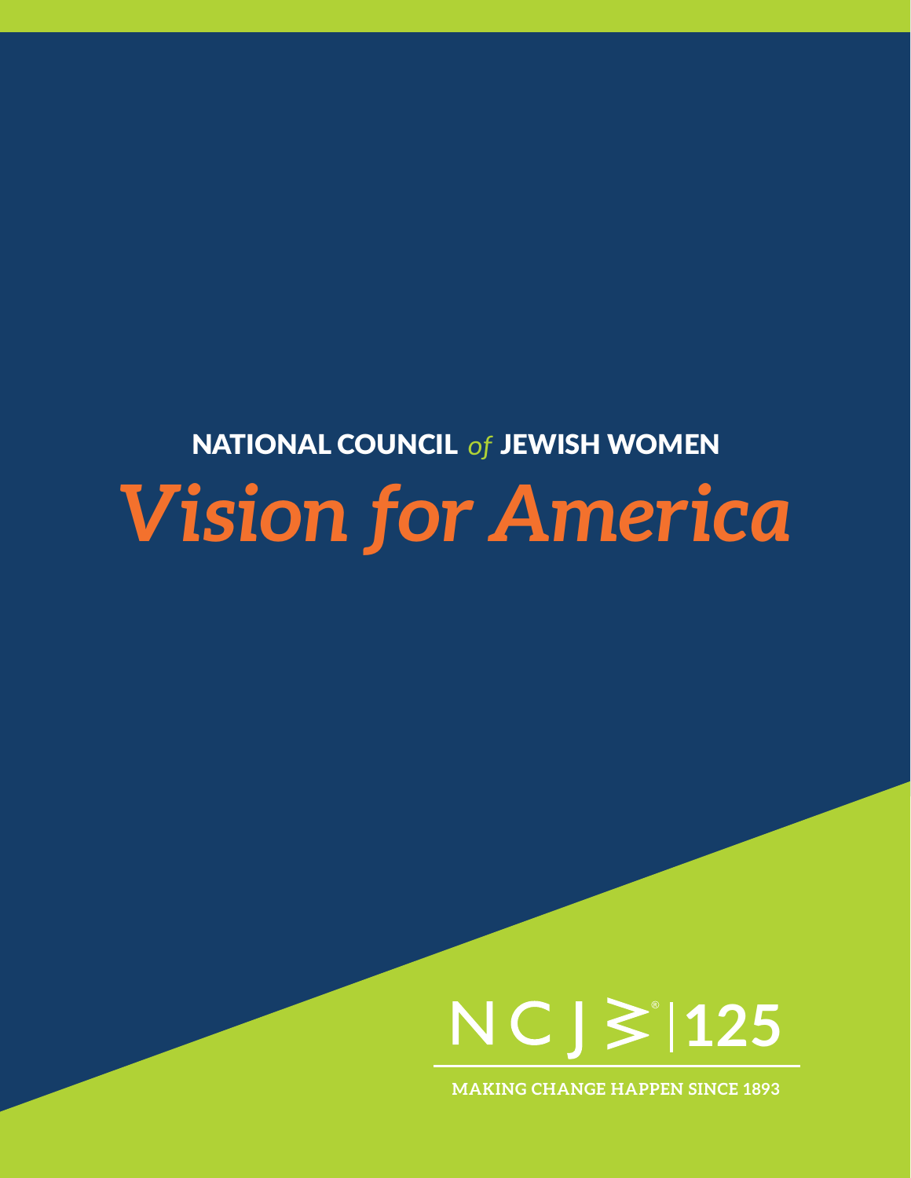NATIONAL COUNCIL *of* JEWISH WOMEN

# *Vision for America*

NCJW | 125

MAKING CHANGE HAPPEN SINCE 1893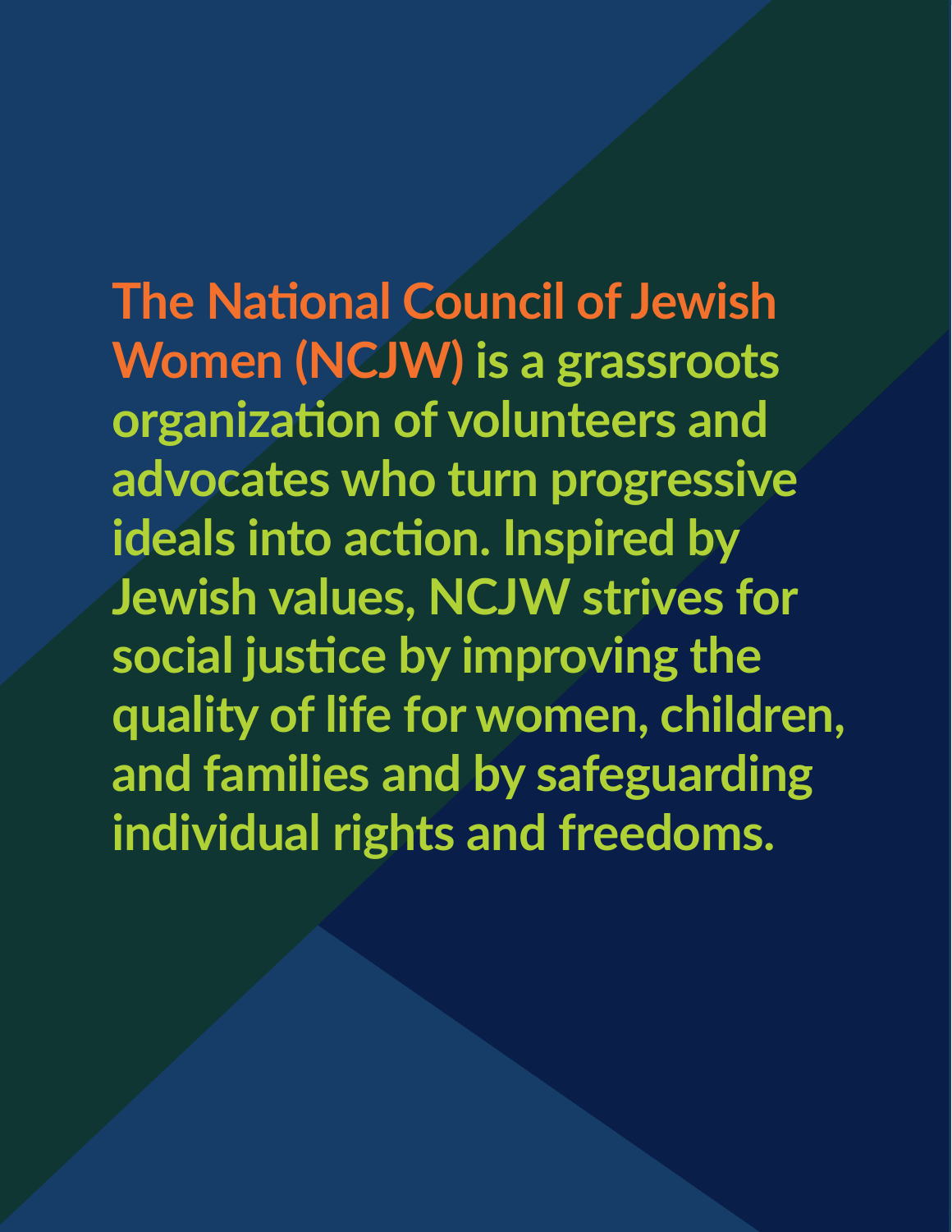**The National Council of Jewish Women (NCJW) is a grassroots organization of volunteers and advocates who turn progressive ideals into action. Inspired by Jewish values, NCJW strives for social justice by improving the quality of life for women, children, and families and by safeguarding individual rights and freedoms.**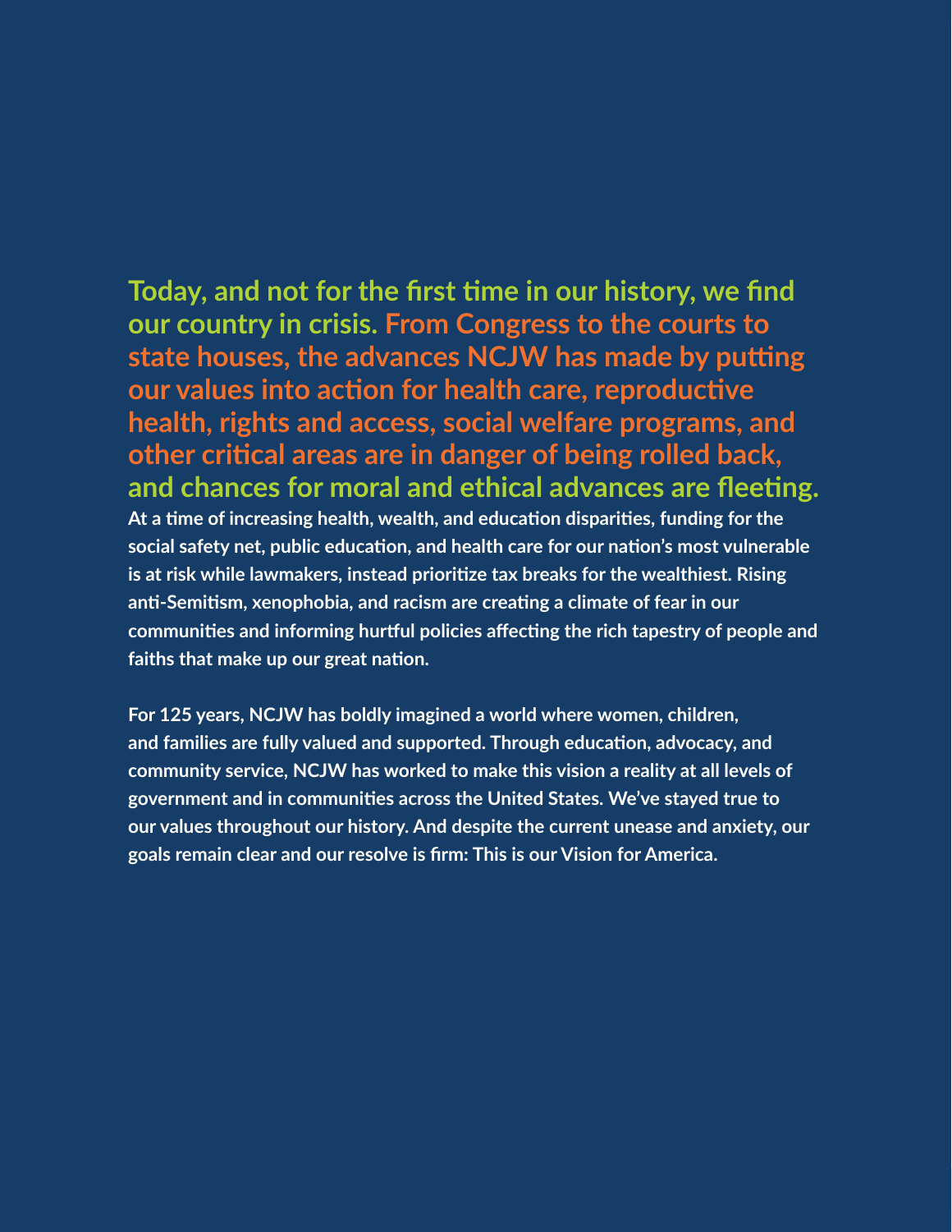**Today, and not for the first time in our history, we find our country in crisis. From Congress to the courts to state houses, the advances NCJW has made by putting our values into action for health care, reproductive health, rights and access, social welfare programs, and other critical areas are in danger of being rolled back, and chances for moral and ethical advances are fleeting.**

At a time of increasing health, wealth, and education disparities, funding for the social safety net, public education, and health care for our nation's most vulnerable is at risk while lawmakers, instead prioritize tax breaks for the wealthiest. Rising anti-Semitism, xenophobia, and racism are creating a climate of fear in our communities and informing hurtful policies affecting the rich tapestry of people and faiths that make up our great nation.

For 125 years, NCJW has boldly imagined a world where women, children, and families are fully valued and supported. Through education, advocacy, and community service, NCJW has worked to make this vision a reality at all levels of government and in communities across the United States. We've stayed true to our values throughout our history. And despite the current unease and anxiety, our goals remain clear and our resolve is firm: This is our Vision for America.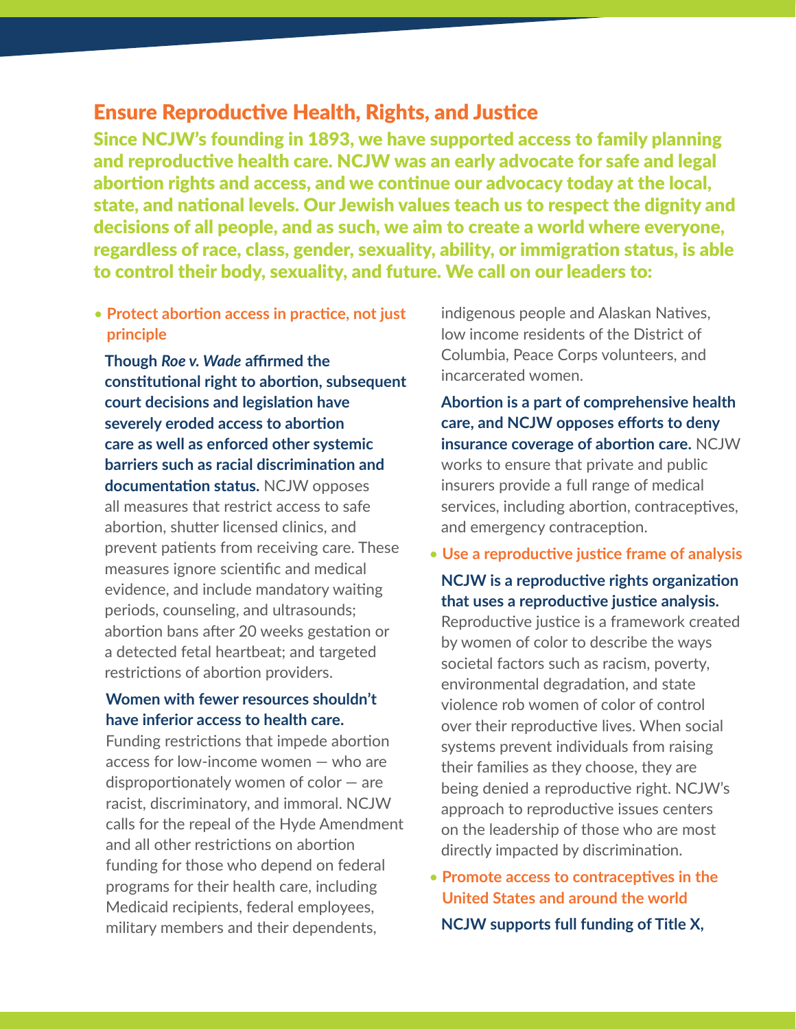## Ensure Reproductive Health, Rights, and Justice

**Since NCJW's founding in 1893, we have supported access to family planning and reproductive health care. NCJW was an early advocate for safe and legal abortion rights and access, and we continue our advocacy today at the local, state, and national levels. Our Jewish values teach us to respect the dignity and decisions of all people, and as such, we aim to create a world where everyone, regardless of race, class, gender, sexuality, ability, or immigration status, is able to control their body, sexuality, and future. We call on our leaders to:**

- **Protect abortion access in practice, not just principle**

  **Though *Roe v. Wade* affirmed the constitutional right to abortion, subsequent court decisions and legislation have severely eroded access to abortion care as well as enforced other systemic barriers such as racial discrimination and documentation status.** NCJW opposes all measures that restrict access to safe abortion, shutter licensed clinics, and prevent patients from receiving care. These measures ignore scientific and medical evidence, and include mandatory waiting periods, counseling, and ultrasounds; abortion bans after 20 weeks gestation or a detected fetal heartbeat; and targeted restrictions of abortion providers.

  **Women with fewer resources shouldn't have inferior access to health care.** Funding restrictions that impede abortion access for low-income women — who are disproportionately women of color — are racist, discriminatory, and immoral. NCJW calls for the repeal of the Hyde Amendment and all other restrictions on abortion funding for those who depend on federal programs for their health care, including Medicaid recipients, federal employees, military members and their dependents, indigenous people and Alaskan Natives, low income residents of the District of Columbia, Peace Corps volunteers, and incarcerated women.

  **Abortion is a part of comprehensive health care, and NCJW opposes efforts to deny insurance coverage of abortion care.** NCJW works to ensure that private and public insurers provide a full range of medical services, including abortion, contraceptives, and emergency contraception.

- **Use a reproductive justice frame of analysis**

  **NCJW is a reproductive rights organization that uses a reproductive justice analysis.** Reproductive justice is a framework created by women of color to describe the ways societal factors such as racism, poverty, environmental degradation, and state violence rob women of color of control over their reproductive lives. When social systems prevent individuals from raising their families as they choose, they are being denied a reproductive right. NCJW's approach to reproductive issues centers on the leadership of those who are most directly impacted by discrimination.

- **Promote access to contraceptives in the United States and around the world**

  **NCJW supports full funding of Title X,**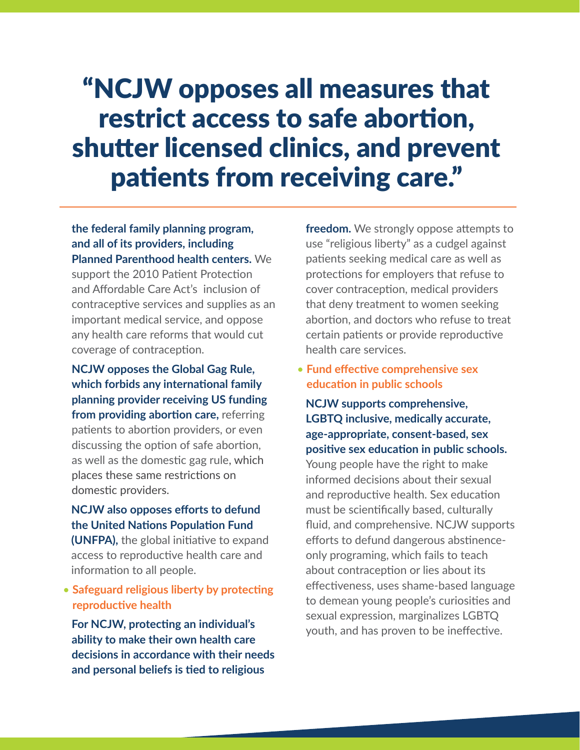# "NCJW opposes all measures that restrict access to safe abortion, shutter licensed clinics, and prevent patients from receiving care."

**the federal family planning program, and all of its providers, including Planned Parenthood health centers.** We support the 2010 Patient Protection and Affordable Care Act's inclusion of contraceptive services and supplies as an important medical service, and oppose any health care reforms that would cut coverage of contraception.

**NCJW opposes the Global Gag Rule, which forbids any international family planning provider receiving US funding from providing abortion care,** referring patients to abortion providers, or even discussing the option of safe abortion, as well as the domestic gag rule, which places these same restrictions on domestic providers.

**NCJW also opposes efforts to defund the United Nations Population Fund (UNFPA),** the global initiative to expand access to reproductive health care and information to all people.

- **Safeguard religious liberty by protecting reproductive health**

**For NCJW, protecting an individual's ability to make their own health care decisions in accordance with their needs and personal beliefs is tied to religious freedom.** We strongly oppose attempts to use "religious liberty" as a cudgel against patients seeking medical care as well as protections for employers that refuse to cover contraception, medical providers that deny treatment to women seeking abortion, and doctors who refuse to treat certain patients or provide reproductive health care services.

- **Fund effective comprehensive sex education in public schools**

**NCJW supports comprehensive, LGBTQ inclusive, medically accurate, age-appropriate, consent-based, sex positive sex education in public schools.** Young people have the right to make informed decisions about their sexual and reproductive health. Sex education must be scientifically based, culturally fluid, and comprehensive. NCJW supports efforts to defund dangerous abstinence-only programing, which fails to teach about contraception or lies about its effectiveness, uses shame-based language to demean young people's curiosities and sexual expression, marginalizes LGBTQ youth, and has proven to be ineffective.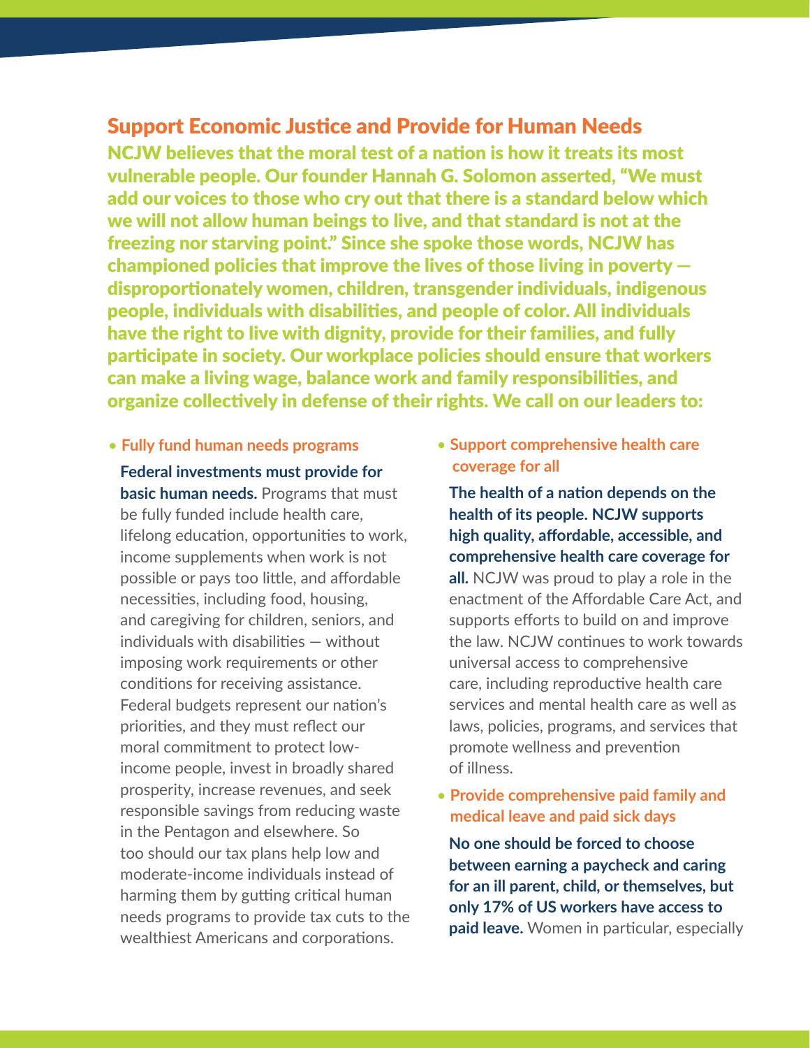## Support Economic Justice and Provide for Human Needs

**NCJW believes that the moral test of a nation is how it treats its most vulnerable people. Our founder Hannah G. Solomon asserted, "We must add our voices to those who cry out that there is a standard below which we will not allow human beings to live, and that standard is not at the freezing nor starving point." Since she spoke those words, NCJW has championed policies that improve the lives of those living in poverty — disproportionately women, children, transgender individuals, indigenous people, individuals with disabilities, and people of color. All individuals have the right to live with dignity, provide for their families, and fully participate in society. Our workplace policies should ensure that workers can make a living wage, balance work and family responsibilities, and organize collectively in defense of their rights. We call on our leaders to:**

- **Fully fund human needs programs**

  **Federal investments must provide for basic human needs.** Programs that must be fully funded include health care, lifelong education, opportunities to work, income supplements when work is not possible or pays too little, and affordable necessities, including food, housing, and caregiving for children, seniors, and individuals with disabilities — without imposing work requirements or other conditions for receiving assistance. Federal budgets represent our nation's priorities, and they must reflect our moral commitment to protect low-income people, invest in broadly shared prosperity, increase revenues, and seek responsible savings from reducing waste in the Pentagon and elsewhere. So too should our tax plans help low and moderate-income individuals instead of harming them by gutting critical human needs programs to provide tax cuts to the wealthiest Americans and corporations.

- **Support comprehensive health care coverage for all**

  **The health of a nation depends on the health of its people. NCJW supports high quality, affordable, accessible, and comprehensive health care coverage for all.** NCJW was proud to play a role in the enactment of the Affordable Care Act, and supports efforts to build on and improve the law. NCJW continues to work towards universal access to comprehensive care, including reproductive health care services and mental health care as well as laws, policies, programs, and services that promote wellness and prevention of illness.

- **Provide comprehensive paid family and medical leave and paid sick days**

  **No one should be forced to choose between earning a paycheck and caring for an ill parent, child, or themselves, but only 17% of US workers have access to paid leave.** Women in particular, especially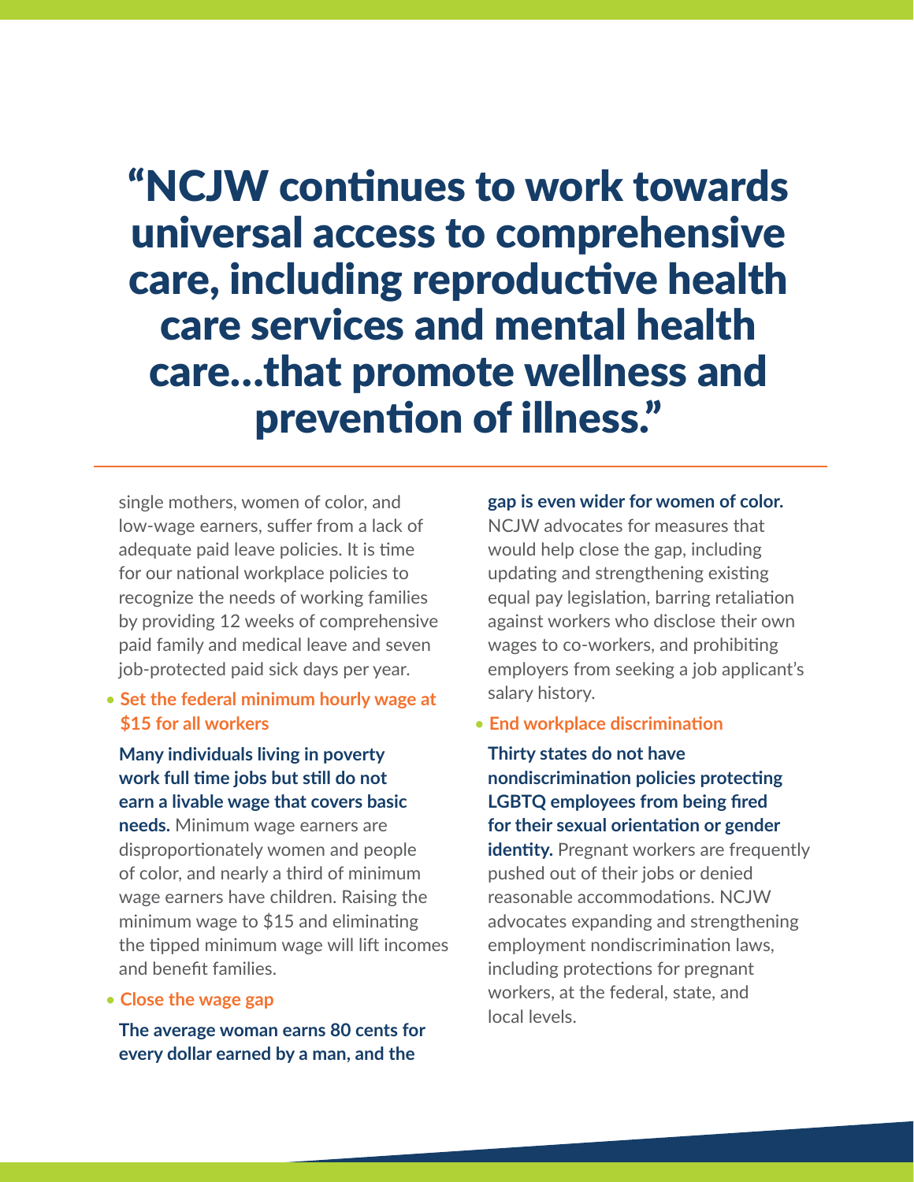> "NCJW continues to work towards universal access to comprehensive care, including reproductive health care services and mental health care…that promote wellness and prevention of illness."

single mothers, women of color, and low-wage earners, suffer from a lack of adequate paid leave policies. It is time for our national workplace policies to recognize the needs of working families by providing 12 weeks of comprehensive paid family and medical leave and seven job-protected paid sick days per year.

- **Set the federal minimum hourly wage at $15 for all workers**

  **Many individuals living in poverty work full time jobs but still do not earn a livable wage that covers basic needs.** Minimum wage earners are disproportionately women and people of color, and nearly a third of minimum wage earners have children. Raising the minimum wage to $15 and eliminating the tipped minimum wage will lift incomes and benefit families.

- **Close the wage gap**

  **The average woman earns 80 cents for every dollar earned by a man, and the gap is even wider for women of color.** NCJW advocates for measures that would help close the gap, including updating and strengthening existing equal pay legislation, barring retaliation against workers who disclose their own wages to co-workers, and prohibiting employers from seeking a job applicant's salary history.

- **End workplace discrimination**

  **Thirty states do not have nondiscrimination policies protecting LGBTQ employees from being fired for their sexual orientation or gender identity.** Pregnant workers are frequently pushed out of their jobs or denied reasonable accommodations. NCJW advocates expanding and strengthening employment nondiscrimination laws, including protections for pregnant workers, at the federal, state, and local levels.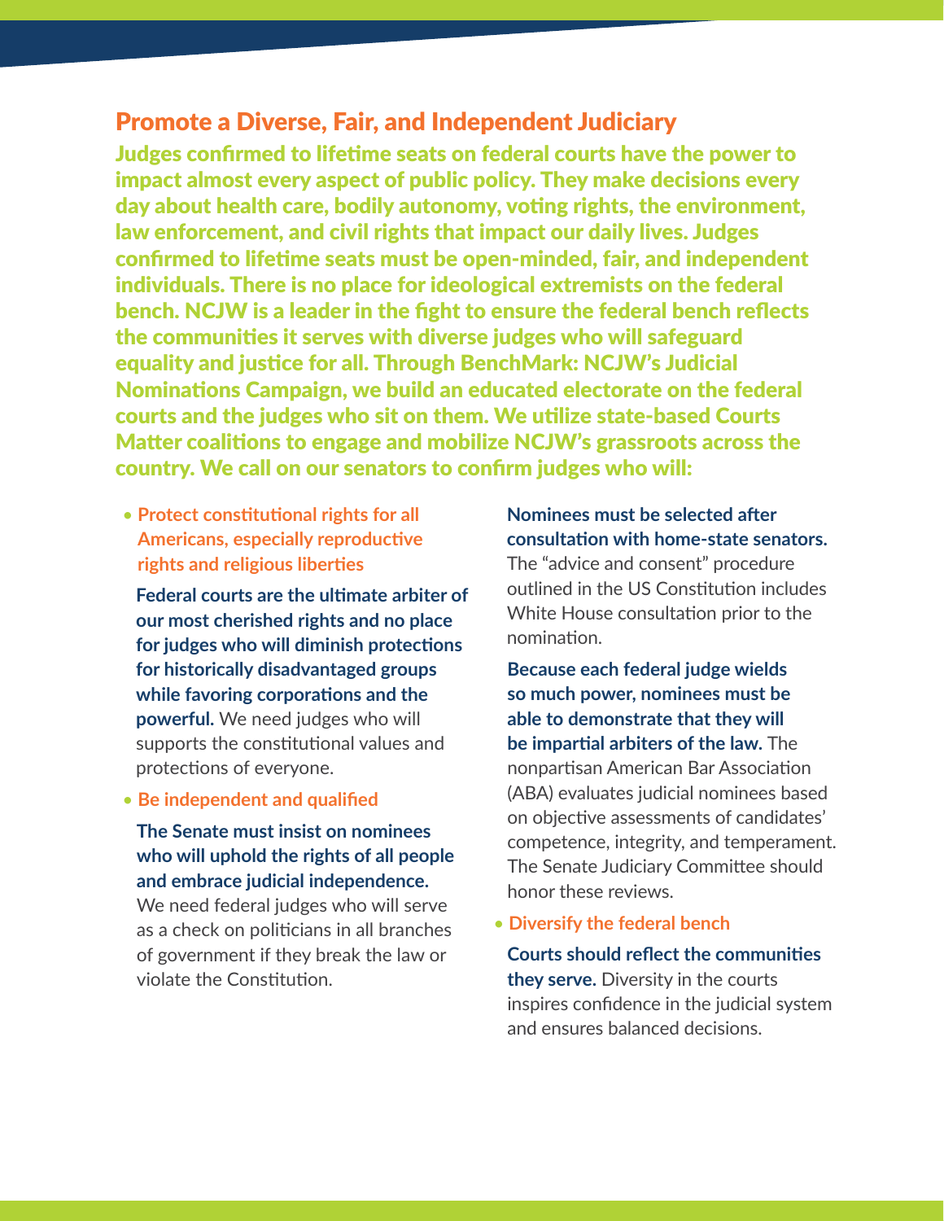## Promote a Diverse, Fair, and Independent Judiciary

**Judges confirmed to lifetime seats on federal courts have the power to impact almost every aspect of public policy. They make decisions every day about health care, bodily autonomy, voting rights, the environment, law enforcement, and civil rights that impact our daily lives. Judges confirmed to lifetime seats must be open-minded, fair, and independent individuals. There is no place for ideological extremists on the federal bench. NCJW is a leader in the fight to ensure the federal bench reflects the communities it serves with diverse judges who will safeguard equality and justice for all. Through BenchMark: NCJW's Judicial Nominations Campaign, we build an educated electorate on the federal courts and the judges who sit on them. We utilize state-based Courts Matter coalitions to engage and mobilize NCJW's grassroots across the country. We call on our senators to confirm judges who will:**

- **Protect constitutional rights for all Americans, especially reproductive rights and religious liberties**

  **Federal courts are the ultimate arbiter of our most cherished rights and no place for judges who will diminish protections for historically disadvantaged groups while favoring corporations and the powerful.** We need judges who will supports the constitutional values and protections of everyone.

- **Be independent and qualified**

  **The Senate must insist on nominees who will uphold the rights of all people and embrace judicial independence.** We need federal judges who will serve as a check on politicians in all branches of government if they break the law or violate the Constitution.

  **Nominees must be selected after consultation with home-state senators.** The "advice and consent" procedure outlined in the US Constitution includes White House consultation prior to the nomination.

  **Because each federal judge wields so much power, nominees must be able to demonstrate that they will be impartial arbiters of the law.** The nonpartisan American Bar Association (ABA) evaluates judicial nominees based on objective assessments of candidates' competence, integrity, and temperament. The Senate Judiciary Committee should honor these reviews.

- **Diversify the federal bench**

  **Courts should reflect the communities they serve.** Diversity in the courts inspires confidence in the judicial system and ensures balanced decisions.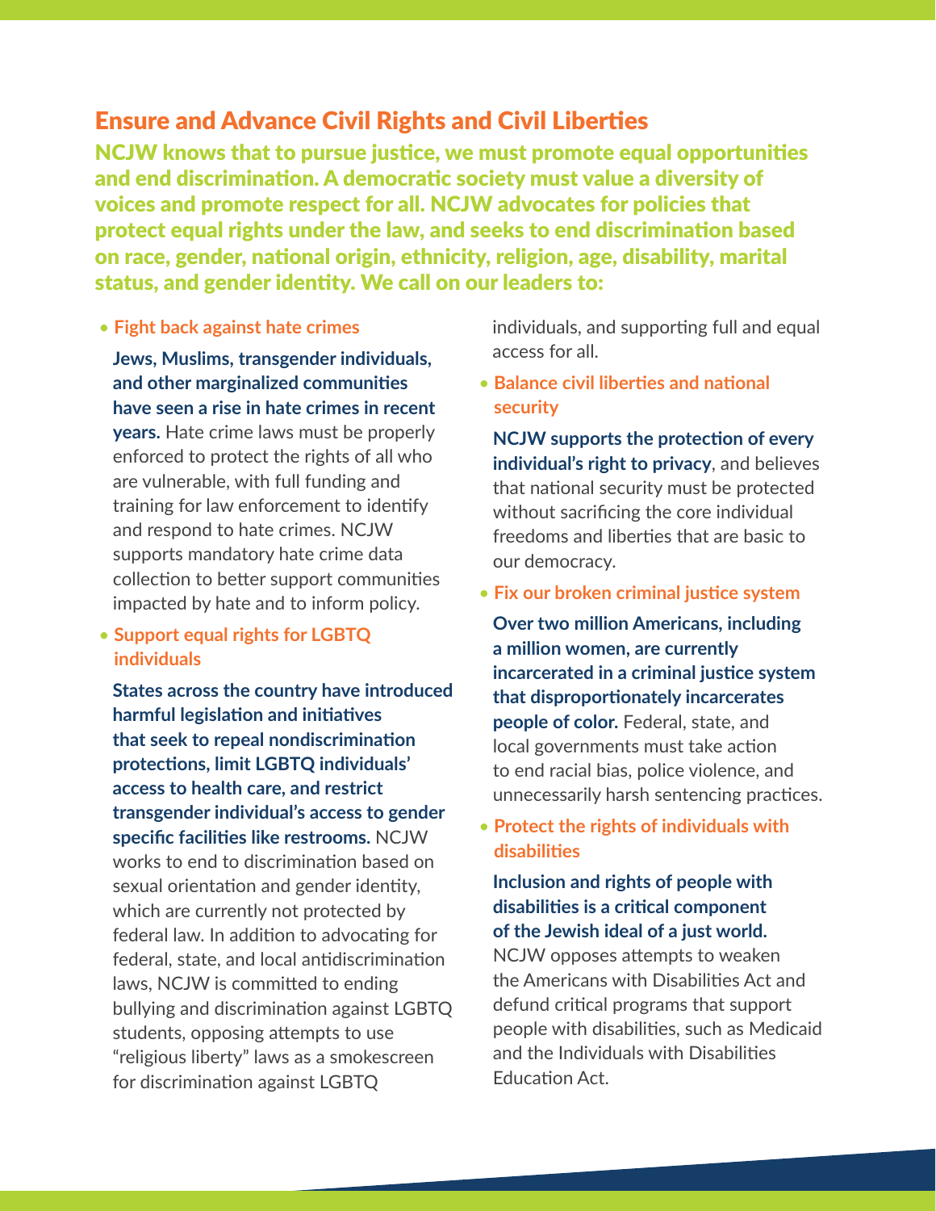## Ensure and Advance Civil Rights and Civil Liberties

**NCJW knows that to pursue justice, we must promote equal opportunities and end discrimination. A democratic society must value a diversity of voices and promote respect for all. NCJW advocates for policies that protect equal rights under the law, and seeks to end discrimination based on race, gender, national origin, ethnicity, religion, age, disability, marital status, and gender identity. We call on our leaders to:**

- **Fight back against hate crimes**

  **Jews, Muslims, transgender individuals, and other marginalized communities have seen a rise in hate crimes in recent years.** Hate crime laws must be properly enforced to protect the rights of all who are vulnerable, with full funding and training for law enforcement to identify and respond to hate crimes. NCJW supports mandatory hate crime data collection to better support communities impacted by hate and to inform policy.

- **Support equal rights for LGBTQ individuals**

  **States across the country have introduced harmful legislation and initiatives that seek to repeal nondiscrimination protections, limit LGBTQ individuals' access to health care, and restrict transgender individual's access to gender specific facilities like restrooms.** NCJW works to end to discrimination based on sexual orientation and gender identity, which are currently not protected by federal law. In addition to advocating for federal, state, and local antidiscrimination laws, NCJW is committed to ending bullying and discrimination against LGBTQ students, opposing attempts to use "religious liberty" laws as a smokescreen for discrimination against LGBTQ individuals, and supporting full and equal access for all.

- **Balance civil liberties and national security**

  **NCJW supports the protection of every individual's right to privacy**, and believes that national security must be protected without sacrificing the core individual freedoms and liberties that are basic to our democracy.

- **Fix our broken criminal justice system**

  **Over two million Americans, including a million women, are currently incarcerated in a criminal justice system that disproportionately incarcerates people of color.** Federal, state, and local governments must take action to end racial bias, police violence, and unnecessarily harsh sentencing practices.

- **Protect the rights of individuals with disabilities**

  **Inclusion and rights of people with disabilities is a critical component of the Jewish ideal of a just world.** NCJW opposes attempts to weaken the Americans with Disabilities Act and defund critical programs that support people with disabilities, such as Medicaid and the Individuals with Disabilities Education Act.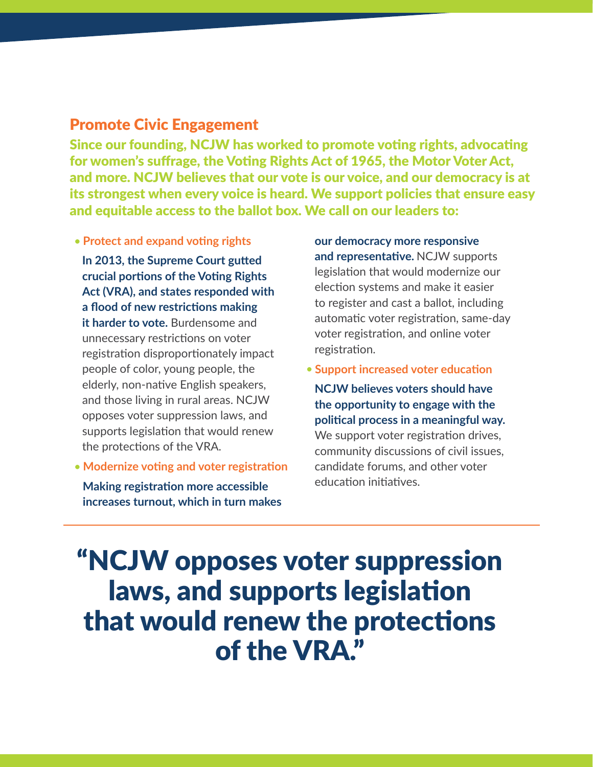## Promote Civic Engagement

**Since our founding, NCJW has worked to promote voting rights, advocating for women's suffrage, the Voting Rights Act of 1965, the Motor Voter Act, and more. NCJW believes that our vote is our voice, and our democracy is at its strongest when every voice is heard. We support policies that ensure easy and equitable access to the ballot box. We call on our leaders to:**

- **Protect and expand voting rights**

  **In 2013, the Supreme Court gutted crucial portions of the Voting Rights Act (VRA), and states responded with a flood of new restrictions making it harder to vote.** Burdensome and unnecessary restrictions on voter registration disproportionately impact people of color, young people, the elderly, non-native English speakers, and those living in rural areas. NCJW opposes voter suppression laws, and supports legislation that would renew the protections of the VRA.

- **Modernize voting and voter registration**

  **Making registration more accessible increases turnout, which in turn makes our democracy more responsive and representative.** NCJW supports legislation that would modernize our election systems and make it easier to register and cast a ballot, including automatic voter registration, same-day voter registration, and online voter registration.

- **Support increased voter education**

  **NCJW believes voters should have the opportunity to engage with the political process in a meaningful way.** We support voter registration drives, community discussions of civil issues, candidate forums, and other voter education initiatives.

---

> **"NCJW opposes voter suppression laws, and supports legislation that would renew the protections of the VRA."**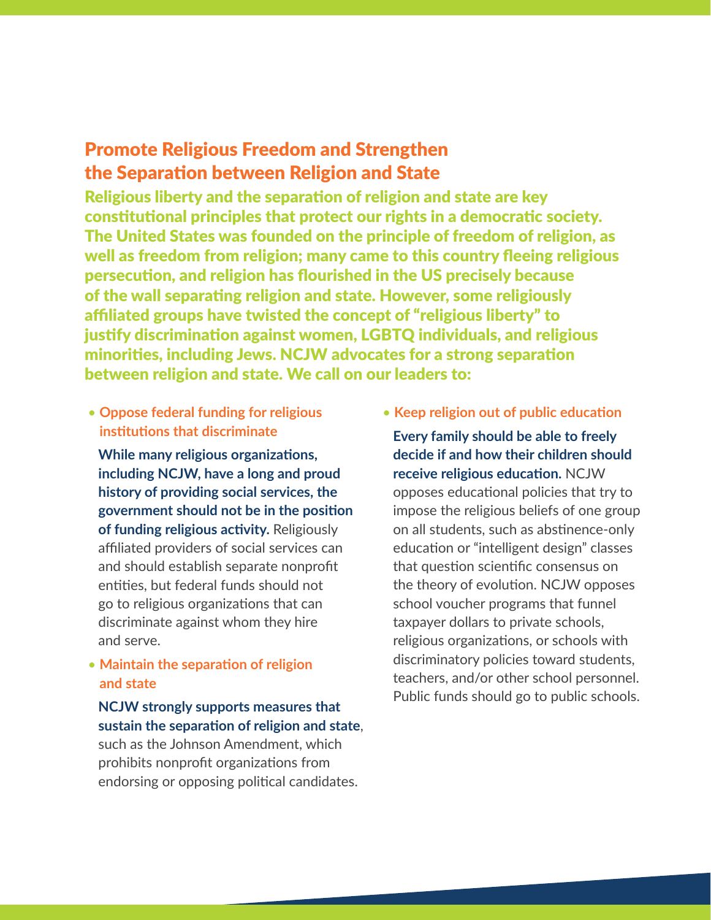## Promote Religious Freedom and Strengthen the Separation between Religion and State

**Religious liberty and the separation of religion and state are key constitutional principles that protect our rights in a democratic society. The United States was founded on the principle of freedom of religion, as well as freedom from religion; many came to this country fleeing religious persecution, and religion has flourished in the US precisely because of the wall separating religion and state. However, some religiously affiliated groups have twisted the concept of "religious liberty" to justify discrimination against women, LGBTQ individuals, and religious minorities, including Jews. NCJW advocates for a strong separation between religion and state. We call on our leaders to:**

- **Oppose federal funding for religious institutions that discriminate**

  **While many religious organizations, including NCJW, have a long and proud history of providing social services, the government should not be in the position of funding religious activity.** Religiously affiliated providers of social services can and should establish separate nonprofit entities, but federal funds should not go to religious organizations that can discriminate against whom they hire and serve.

- **Maintain the separation of religion and state**

  **NCJW strongly supports measures that sustain the separation of religion and state**, such as the Johnson Amendment, which prohibits nonprofit organizations from endorsing or opposing political candidates.

- **Keep religion out of public education**

  **Every family should be able to freely decide if and how their children should receive religious education.** NCJW opposes educational policies that try to impose the religious beliefs of one group on all students, such as abstinence-only education or "intelligent design" classes that question scientific consensus on the theory of evolution. NCJW opposes school voucher programs that funnel taxpayer dollars to private schools, religious organizations, or schools with discriminatory policies toward students, teachers, and/or other school personnel. Public funds should go to public schools.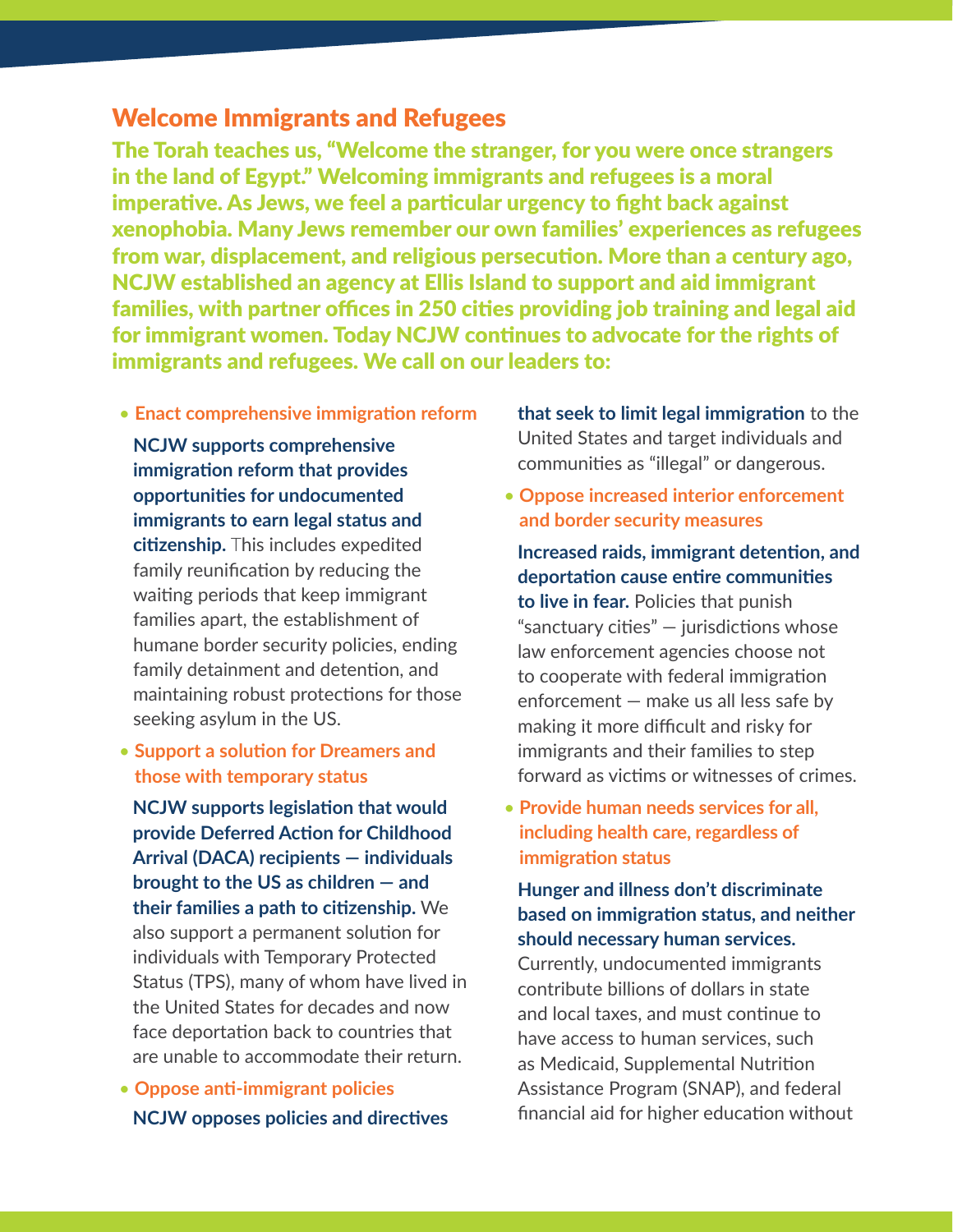## Welcome Immigrants and Refugees

**The Torah teaches us, "Welcome the stranger, for you were once strangers in the land of Egypt." Welcoming immigrants and refugees is a moral imperative. As Jews, we feel a particular urgency to fight back against xenophobia. Many Jews remember our own families' experiences as refugees from war, displacement, and religious persecution. More than a century ago, NCJW established an agency at Ellis Island to support and aid immigrant families, with partner offices in 250 cities providing job training and legal aid for immigrant women. Today NCJW continues to advocate for the rights of immigrants and refugees. We call on our leaders to:**

- **Enact comprehensive immigration reform**

  **NCJW supports comprehensive immigration reform that provides opportunities for undocumented immigrants to earn legal status and citizenship.** This includes expedited family reunification by reducing the waiting periods that keep immigrant families apart, the establishment of humane border security policies, ending family detainment and detention, and maintaining robust protections for those seeking asylum in the US.

- **Support a solution for Dreamers and those with temporary status**

  **NCJW supports legislation that would provide Deferred Action for Childhood Arrival (DACA) recipients — individuals brought to the US as children — and their families a path to citizenship.** We also support a permanent solution for individuals with Temporary Protected Status (TPS), many of whom have lived in the United States for decades and now face deportation back to countries that are unable to accommodate their return.

- **Oppose anti-immigrant policies**

  **NCJW opposes policies and directives that seek to limit legal immigration** to the United States and target individuals and communities as "illegal" or dangerous.

- **Oppose increased interior enforcement and border security measures**

  **Increased raids, immigrant detention, and deportation cause entire communities to live in fear.** Policies that punish "sanctuary cities" — jurisdictions whose law enforcement agencies choose not to cooperate with federal immigration enforcement — make us all less safe by making it more difficult and risky for immigrants and their families to step forward as victims or witnesses of crimes.

- **Provide human needs services for all, including health care, regardless of immigration status**

  **Hunger and illness don't discriminate based on immigration status, and neither should necessary human services.** Currently, undocumented immigrants contribute billions of dollars in state and local taxes, and must continue to have access to human services, such as Medicaid, Supplemental Nutrition Assistance Program (SNAP), and federal financial aid for higher education without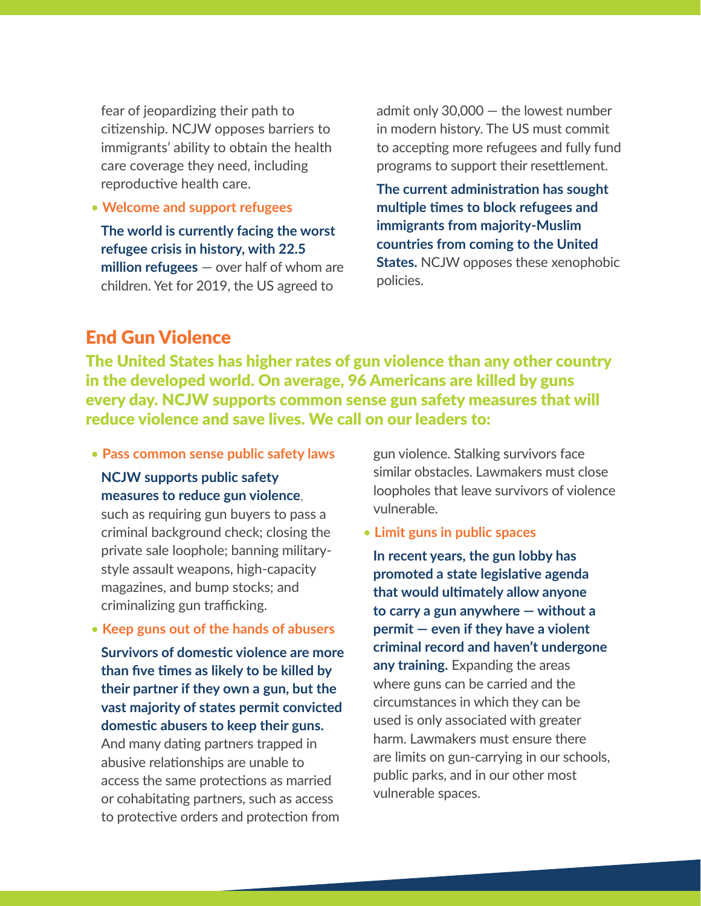fear of jeopardizing their path to citizenship. NCJW opposes barriers to immigrants' ability to obtain the health care coverage they need, including reproductive health care.

- **Welcome and support refugees**

  **The world is currently facing the worst refugee crisis in history, with 22.5 million refugees** — over half of whom are children. Yet for 2019, the US agreed to admit only 30,000 — the lowest number in modern history. The US must commit to accepting more refugees and fully fund programs to support their resettlement.

  **The current administration has sought multiple times to block refugees and immigrants from majority-Muslim countries from coming to the United States.** NCJW opposes these xenophobic policies.

## End Gun Violence

**The United States has higher rates of gun violence than any other country in the developed world. On average, 96 Americans are killed by guns every day. NCJW supports common sense gun safety measures that will reduce violence and save lives. We call on our leaders to:**

- **Pass common sense public safety laws**

  **NCJW supports public safety measures to reduce gun violence**, such as requiring gun buyers to pass a criminal background check; closing the private sale loophole; banning military-style assault weapons, high-capacity magazines, and bump stocks; and criminalizing gun trafficking.

- **Keep guns out of the hands of abusers**

  **Survivors of domestic violence are more than five times as likely to be killed by their partner if they own a gun, but the vast majority of states permit convicted domestic abusers to keep their guns.** And many dating partners trapped in abusive relationships are unable to access the same protections as married or cohabitating partners, such as access to protective orders and protection from gun violence. Stalking survivors face similar obstacles. Lawmakers must close loopholes that leave survivors of violence vulnerable.

- **Limit guns in public spaces**

  **In recent years, the gun lobby has promoted a state legislative agenda that would ultimately allow anyone to carry a gun anywhere — without a permit — even if they have a violent criminal record and haven't undergone any training.** Expanding the areas where guns can be carried and the circumstances in which they can be used is only associated with greater harm. Lawmakers must ensure there are limits on gun-carrying in our schools, public parks, and in our other most vulnerable spaces.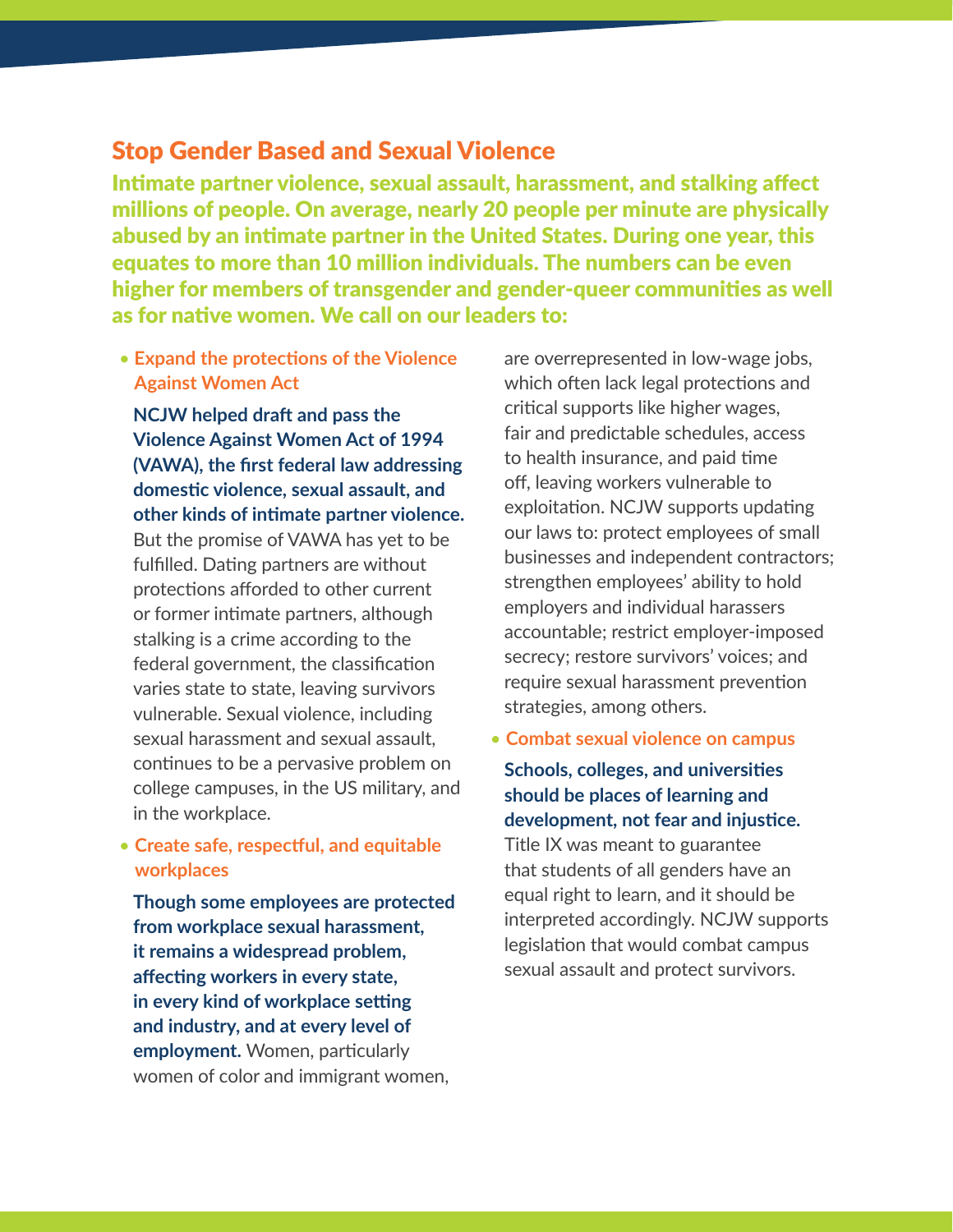## Stop Gender Based and Sexual Violence

**Intimate partner violence, sexual assault, harassment, and stalking affect millions of people. On average, nearly 20 people per minute are physically abused by an intimate partner in the United States. During one year, this equates to more than 10 million individuals. The numbers can be even higher for members of transgender and gender-queer communities as well as for native women. We call on our leaders to:**

- **Expand the protections of the Violence Against Women Act**

  **NCJW helped draft and pass the Violence Against Women Act of 1994 (VAWA), the first federal law addressing domestic violence, sexual assault, and other kinds of intimate partner violence.** But the promise of VAWA has yet to be fulfilled. Dating partners are without protections afforded to other current or former intimate partners, although stalking is a crime according to the federal government, the classification varies state to state, leaving survivors vulnerable. Sexual violence, including sexual harassment and sexual assault, continues to be a pervasive problem on college campuses, in the US military, and in the workplace.

- **Create safe, respectful, and equitable workplaces**

  **Though some employees are protected from workplace sexual harassment, it remains a widespread problem, affecting workers in every state, in every kind of workplace setting and industry, and at every level of employment.** Women, particularly women of color and immigrant women, are overrepresented in low-wage jobs, which often lack legal protections and critical supports like higher wages, fair and predictable schedules, access to health insurance, and paid time off, leaving workers vulnerable to exploitation. NCJW supports updating our laws to: protect employees of small businesses and independent contractors; strengthen employees' ability to hold employers and individual harassers accountable; restrict employer-imposed secrecy; restore survivors' voices; and require sexual harassment prevention strategies, among others.

- **Combat sexual violence on campus**

  **Schools, colleges, and universities should be places of learning and development, not fear and injustice.** Title IX was meant to guarantee that students of all genders have an equal right to learn, and it should be interpreted accordingly. NCJW supports legislation that would combat campus sexual assault and protect survivors.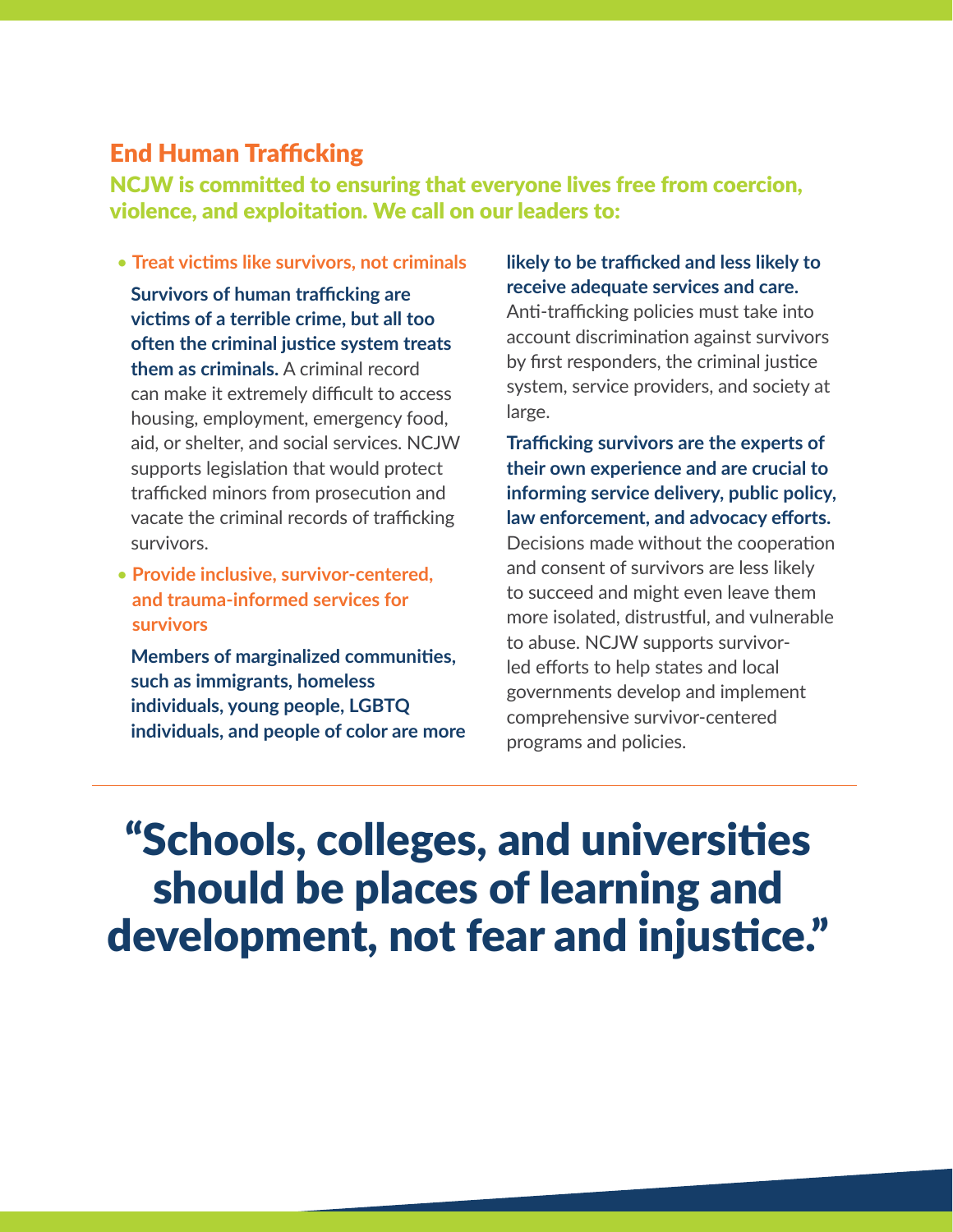## End Human Trafficking

**NCJW is committed to ensuring that everyone lives free from coercion, violence, and exploitation. We call on our leaders to:**

- **Treat victims like survivors, not criminals**

  **Survivors of human trafficking are victims of a terrible crime, but all too often the criminal justice system treats them as criminals.** A criminal record can make it extremely difficult to access housing, employment, emergency food, aid, or shelter, and social services. NCJW supports legislation that would protect trafficked minors from prosecution and vacate the criminal records of trafficking survivors.

- **Provide inclusive, survivor-centered, and trauma-informed services for survivors**

  **Members of marginalized communities, such as immigrants, homeless individuals, young people, LGBTQ individuals, and people of color are more likely to be trafficked and less likely to receive adequate services and care.** Anti-trafficking policies must take into account discrimination against survivors by first responders, the criminal justice system, service providers, and society at large.

  **Trafficking survivors are the experts of their own experience and are crucial to informing service delivery, public policy, law enforcement, and advocacy efforts.** Decisions made without the cooperation and consent of survivors are less likely to succeed and might even leave them more isolated, distrustful, and vulnerable to abuse. NCJW supports survivor-led efforts to help states and local governments develop and implement comprehensive survivor-centered programs and policies.

---

> **"Schools, colleges, and universities should be places of learning and development, not fear and injustice."**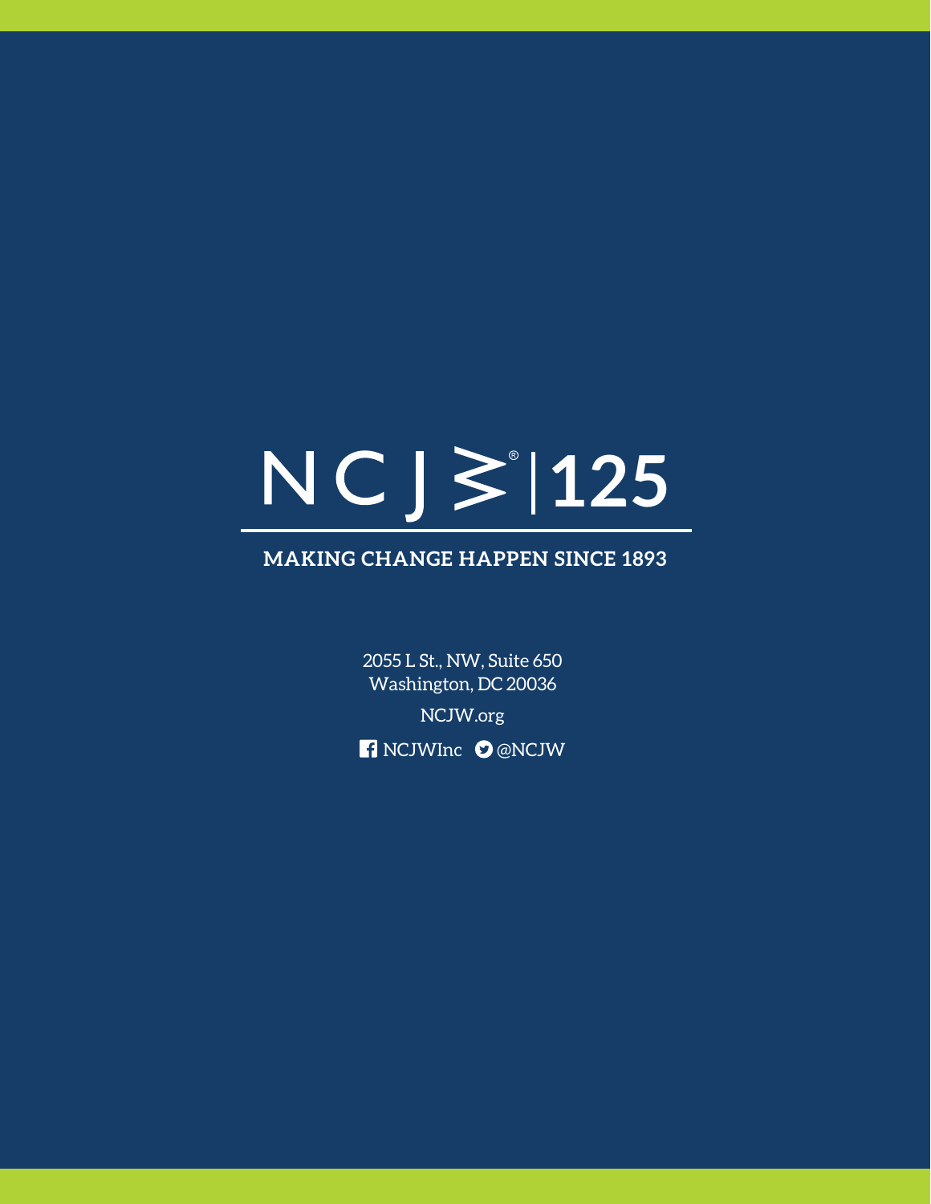NCJW® | 125

**MAKING CHANGE HAPPEN SINCE 1893**

2055 L St., NW, Suite 650
Washington, DC 20036

NCJW.org

NCJWInc @NCJW